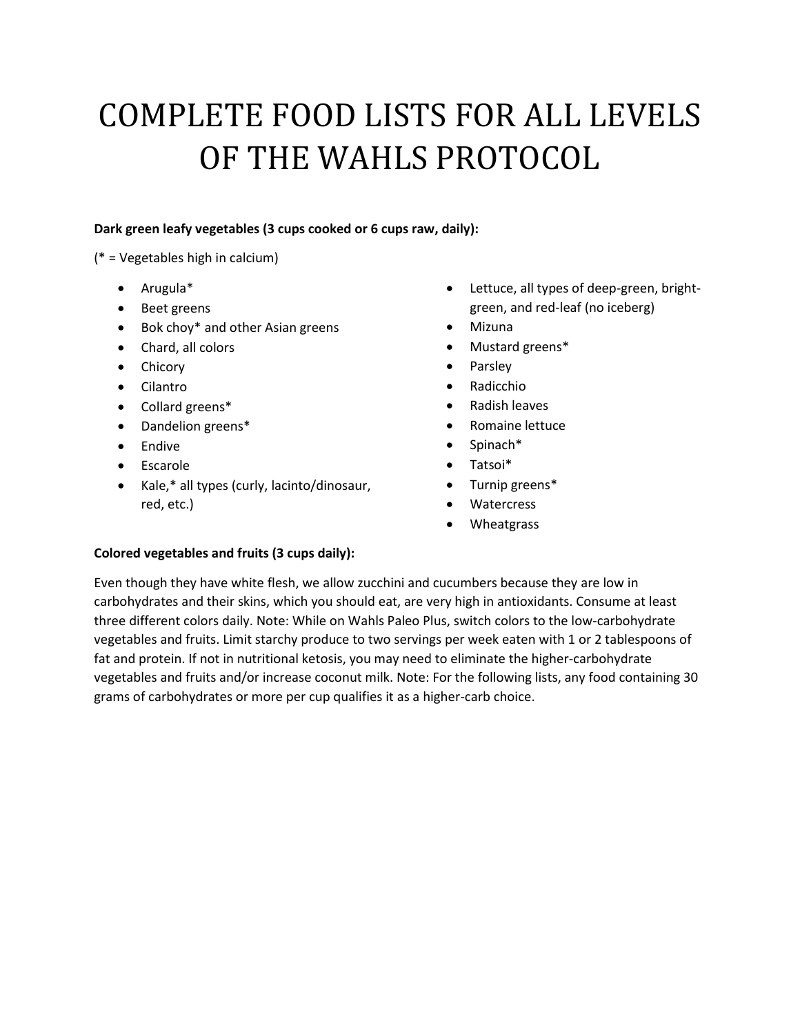# COMPLETE FOOD LISTS FOR ALL LEVELS OF THE WAHLS PROTOCOL

**Dark green leafy vegetables (3 cups cooked or 6 cups raw, daily):**

(* = Vegetables high in calcium)

- Arugula*
- Beet greens
- Bok choy* and other Asian greens
- Chard, all colors
- Chicory
- Cilantro
- Collard greens*
- Dandelion greens*
- Endive
- Escarole
- Kale,* all types (curly, lacinto/dinosaur, red, etc.)
- Lettuce, all types of deep-green, bright-green, and red-leaf (no iceberg)
- Mizuna
- Mustard greens*
- Parsley
- Radicchio
- Radish leaves
- Romaine lettuce
- Spinach*
- Tatsoi*
- Turnip greens*
- Watercress
- Wheatgrass

**Colored vegetables and fruits (3 cups daily):**

Even though they have white flesh, we allow zucchini and cucumbers because they are low in carbohydrates and their skins, which you should eat, are very high in antioxidants. Consume at least three different colors daily. Note: While on Wahls Paleo Plus, switch colors to the low-carbohydrate vegetables and fruits. Limit starchy produce to two servings per week eaten with 1 or 2 tablespoons of fat and protein. If not in nutritional ketosis, you may need to eliminate the higher-carbohydrate vegetables and fruits and/or increase coconut milk. Note: For the following lists, any food containing 30 grams of carbohydrates or more per cup qualifies it as a higher-carb choice.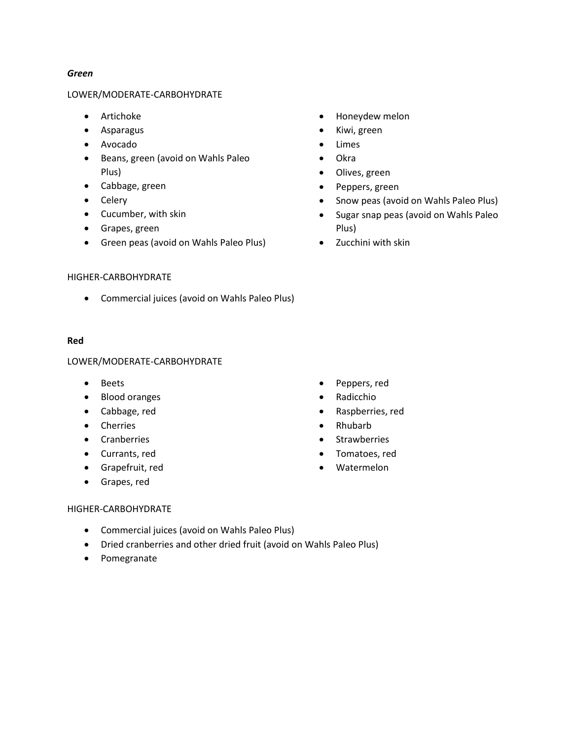***Green***

LOWER/MODERATE-CARBOHYDRATE

- Artichoke
- Asparagus
- Avocado
- Beans, green (avoid on Wahls Paleo Plus)
- Cabbage, green
- Celery
- Cucumber, with skin
- Grapes, green
- Green peas (avoid on Wahls Paleo Plus)
- Honeydew melon
- Kiwi, green
- Limes
- Okra
- Olives, green
- Peppers, green
- Snow peas (avoid on Wahls Paleo Plus)
- Sugar snap peas (avoid on Wahls Paleo Plus)
- Zucchini with skin

HIGHER-CARBOHYDRATE

- Commercial juices (avoid on Wahls Paleo Plus)

**Red**

LOWER/MODERATE-CARBOHYDRATE

- Beets
- Blood oranges
- Cabbage, red
- Cherries
- Cranberries
- Currants, red
- Grapefruit, red
- Grapes, red
- Peppers, red
- Radicchio
- Raspberries, red
- Rhubarb
- Strawberries
- Tomatoes, red
- Watermelon

HIGHER-CARBOHYDRATE

- Commercial juices (avoid on Wahls Paleo Plus)
- Dried cranberries and other dried fruit (avoid on Wahls Paleo Plus)
- Pomegranate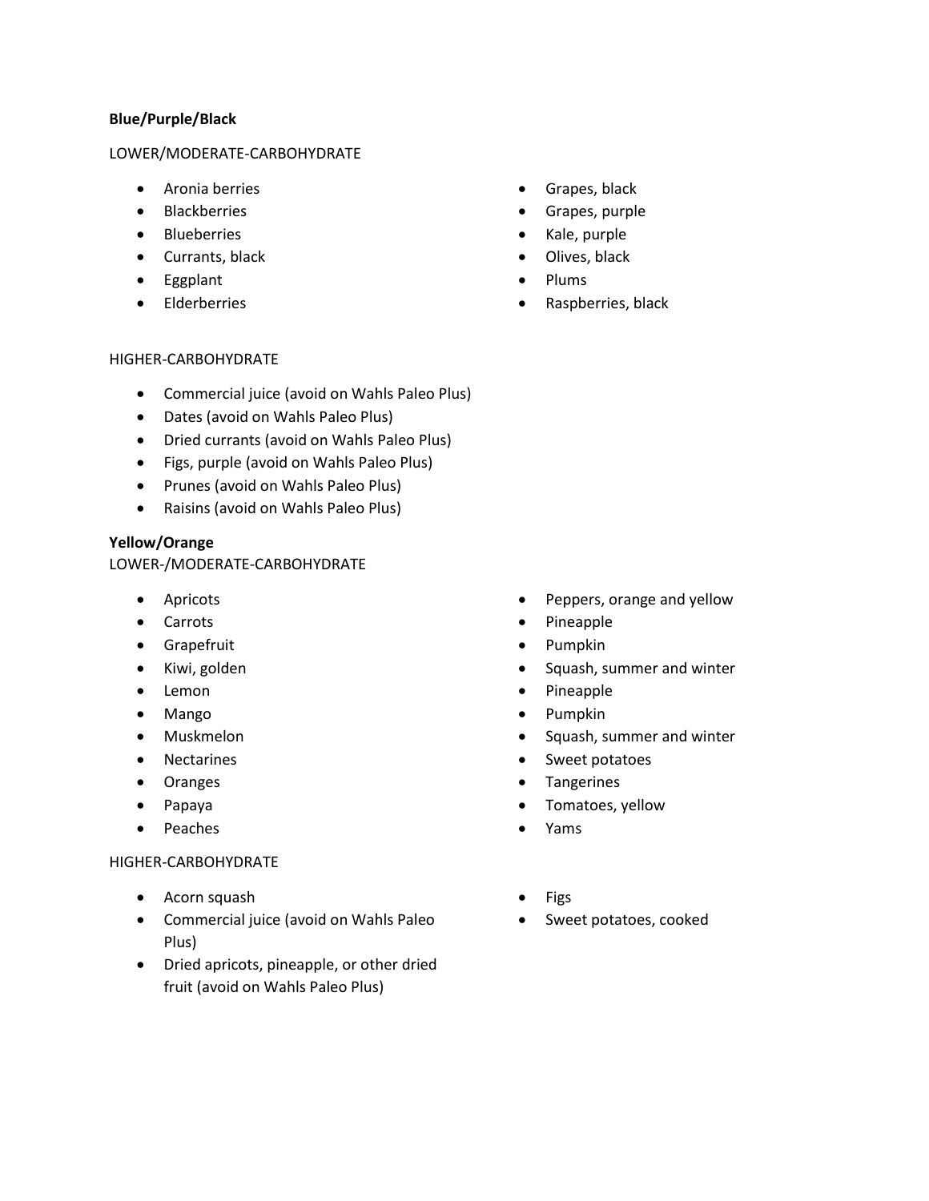**Blue/Purple/Black**

LOWER/MODERATE-CARBOHYDRATE

- Aronia berries
- Blackberries
- Blueberries
- Currants, black
- Eggplant
- Elderberries
- Grapes, black
- Grapes, purple
- Kale, purple
- Olives, black
- Plums
- Raspberries, black

HIGHER-CARBOHYDRATE

- Commercial juice (avoid on Wahls Paleo Plus)
- Dates (avoid on Wahls Paleo Plus)
- Dried currants (avoid on Wahls Paleo Plus)
- Figs, purple (avoid on Wahls Paleo Plus)
- Prunes (avoid on Wahls Paleo Plus)
- Raisins (avoid on Wahls Paleo Plus)

**Yellow/Orange**

LOWER-/MODERATE-CARBOHYDRATE

- Apricots
- Carrots
- Grapefruit
- Kiwi, golden
- Lemon
- Mango
- Muskmelon
- Nectarines
- Oranges
- Papaya
- Peaches
- Peppers, orange and yellow
- Pineapple
- Pumpkin
- Squash, summer and winter
- Pineapple
- Pumpkin
- Squash, summer and winter
- Sweet potatoes
- Tangerines
- Tomatoes, yellow
- Yams

HIGHER-CARBOHYDRATE

- Acorn squash
- Commercial juice (avoid on Wahls Paleo Plus)
- Dried apricots, pineapple, or other dried fruit (avoid on Wahls Paleo Plus)
- Figs
- Sweet potatoes, cooked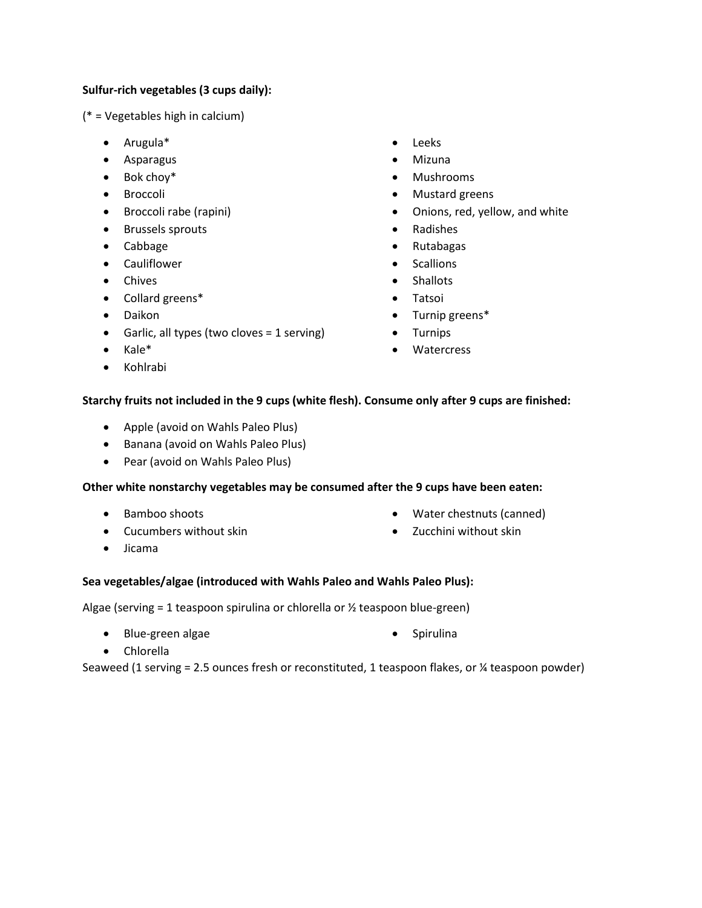**Sulfur-rich vegetables (3 cups daily):**

(* = Vegetables high in calcium)

- Arugula*
- Asparagus
- Bok choy*
- Broccoli
- Broccoli rabe (rapini)
- Brussels sprouts
- Cabbage
- Cauliflower
- Chives
- Collard greens*
- Daikon
- Garlic, all types (two cloves = 1 serving)
- Kale*
- Kohlrabi
- Leeks
- Mizuna
- Mushrooms
- Mustard greens
- Onions, red, yellow, and white
- Radishes
- Rutabagas
- Scallions
- Shallots
- Tatsoi
- Turnip greens*
- Turnips
- Watercress

**Starchy fruits not included in the 9 cups (white flesh). Consume only after 9 cups are finished:**

- Apple (avoid on Wahls Paleo Plus)
- Banana (avoid on Wahls Paleo Plus)
- Pear (avoid on Wahls Paleo Plus)

**Other white nonstarchy vegetables may be consumed after the 9 cups have been eaten:**

- Bamboo shoots
- Cucumbers without skin
- Jicama
- Water chestnuts (canned)
- Zucchini without skin

**Sea vegetables/algae (introduced with Wahls Paleo and Wahls Paleo Plus):**

Algae (serving = 1 teaspoon spirulina or chlorella or ½ teaspoon blue-green)

- Blue-green algae
- Chlorella
- Spirulina

Seaweed (1 serving = 2.5 ounces fresh or reconstituted, 1 teaspoon flakes, or ¼ teaspoon powder)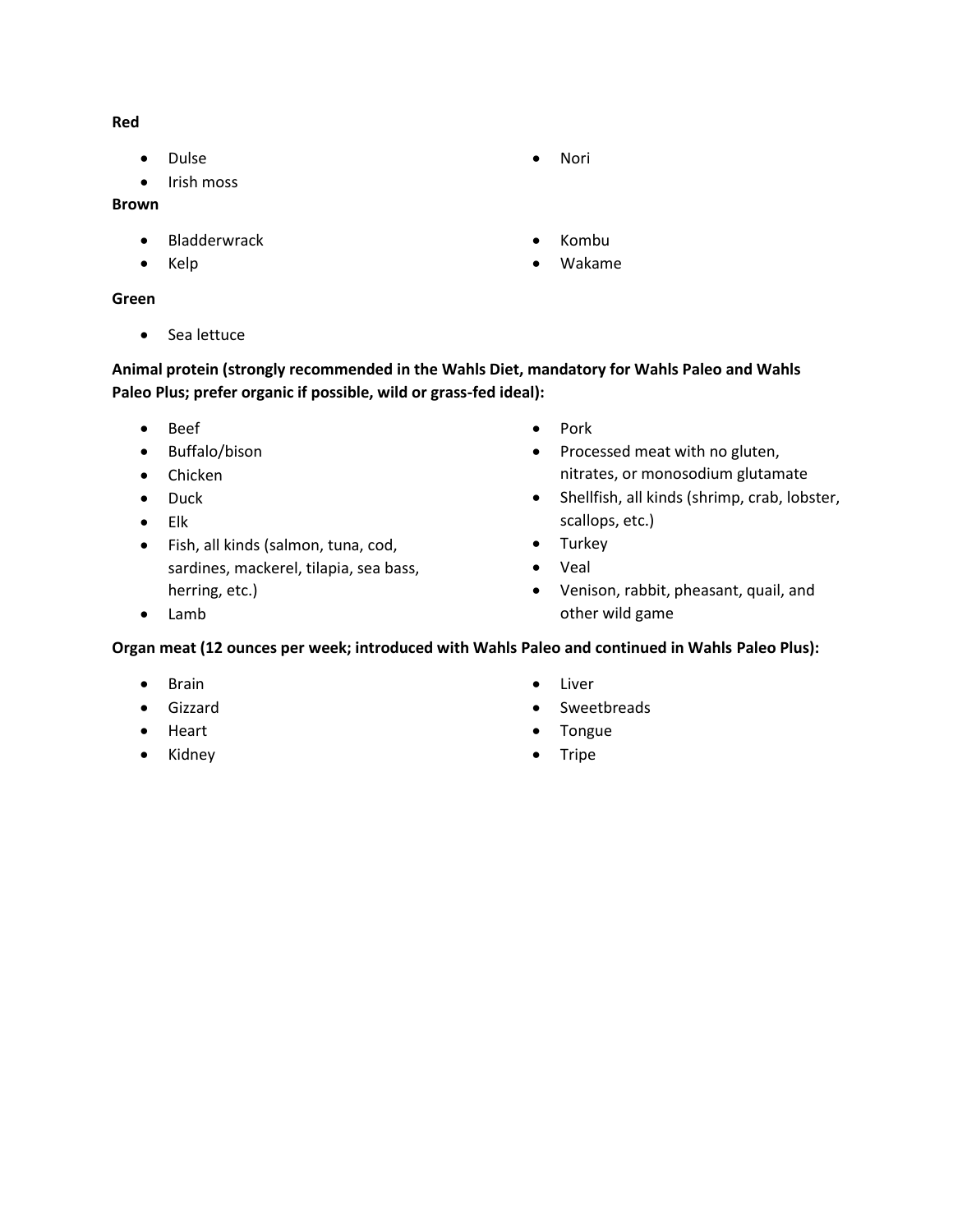**Red**

- Dulse
- Irish moss
- Nori

**Brown**

- Bladderwrack
- Kelp
- Kombu
- Wakame

**Green**

- Sea lettuce

**Animal protein (strongly recommended in the Wahls Diet, mandatory for Wahls Paleo and Wahls Paleo Plus; prefer organic if possible, wild or grass-fed ideal):**

- Beef
- Buffalo/bison
- Chicken
- Duck
- Elk
- Fish, all kinds (salmon, tuna, cod, sardines, mackerel, tilapia, sea bass, herring, etc.)
- Lamb
- Pork
- Processed meat with no gluten, nitrates, or monosodium glutamate
- Shellfish, all kinds (shrimp, crab, lobster, scallops, etc.)
- Turkey
- Veal
- Venison, rabbit, pheasant, quail, and other wild game

**Organ meat (12 ounces per week; introduced with Wahls Paleo and continued in Wahls Paleo Plus):**

- Brain
- Gizzard
- Heart
- Kidney
- Liver
- Sweetbreads
- Tongue
- Tripe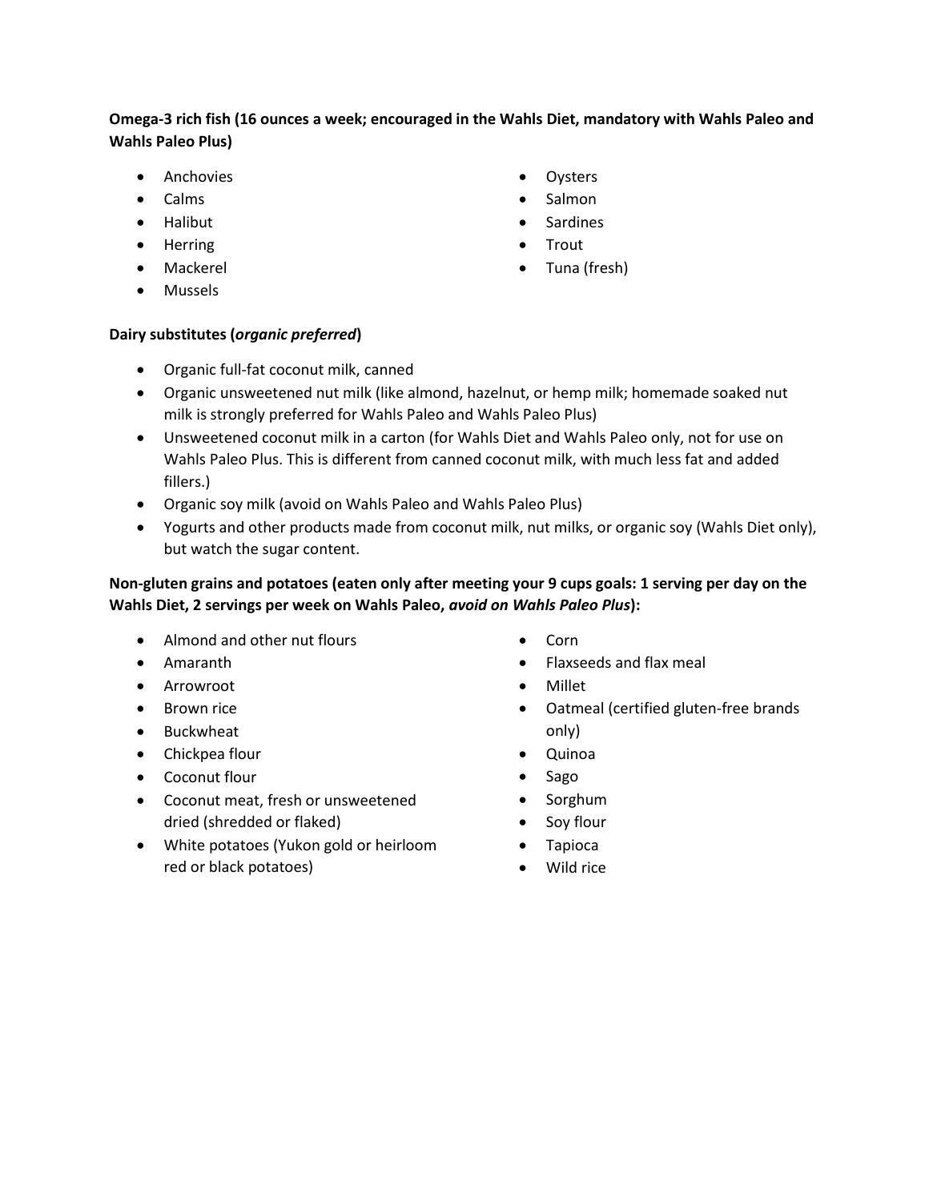**Omega-3 rich fish (16 ounces a week; encouraged in the Wahls Diet, mandatory with Wahls Paleo and Wahls Paleo Plus)**

- Anchovies
- Calms
- Halibut
- Herring
- Mackerel
- Mussels
- Oysters
- Salmon
- Sardines
- Trout
- Tuna (fresh)

**Dairy substitutes (*organic preferred*)**

- Organic full-fat coconut milk, canned
- Organic unsweetened nut milk (like almond, hazelnut, or hemp milk; homemade soaked nut milk is strongly preferred for Wahls Paleo and Wahls Paleo Plus)
- Unsweetened coconut milk in a carton (for Wahls Diet and Wahls Paleo only, not for use on Wahls Paleo Plus. This is different from canned coconut milk, with much less fat and added fillers.)
- Organic soy milk (avoid on Wahls Paleo and Wahls Paleo Plus)
- Yogurts and other products made from coconut milk, nut milks, or organic soy (Wahls Diet only), but watch the sugar content.

**Non-gluten grains and potatoes (eaten only after meeting your 9 cups goals: 1 serving per day on the Wahls Diet, 2 servings per week on Wahls Paleo, *avoid on Wahls Paleo Plus*):**

- Almond and other nut flours
- Amaranth
- Arrowroot
- Brown rice
- Buckwheat
- Chickpea flour
- Coconut flour
- Coconut meat, fresh or unsweetened dried (shredded or flaked)
- White potatoes (Yukon gold or heirloom red or black potatoes)
- Corn
- Flaxseeds and flax meal
- Millet
- Oatmeal (certified gluten-free brands only)
- Quinoa
- Sago
- Sorghum
- Soy flour
- Tapioca
- Wild rice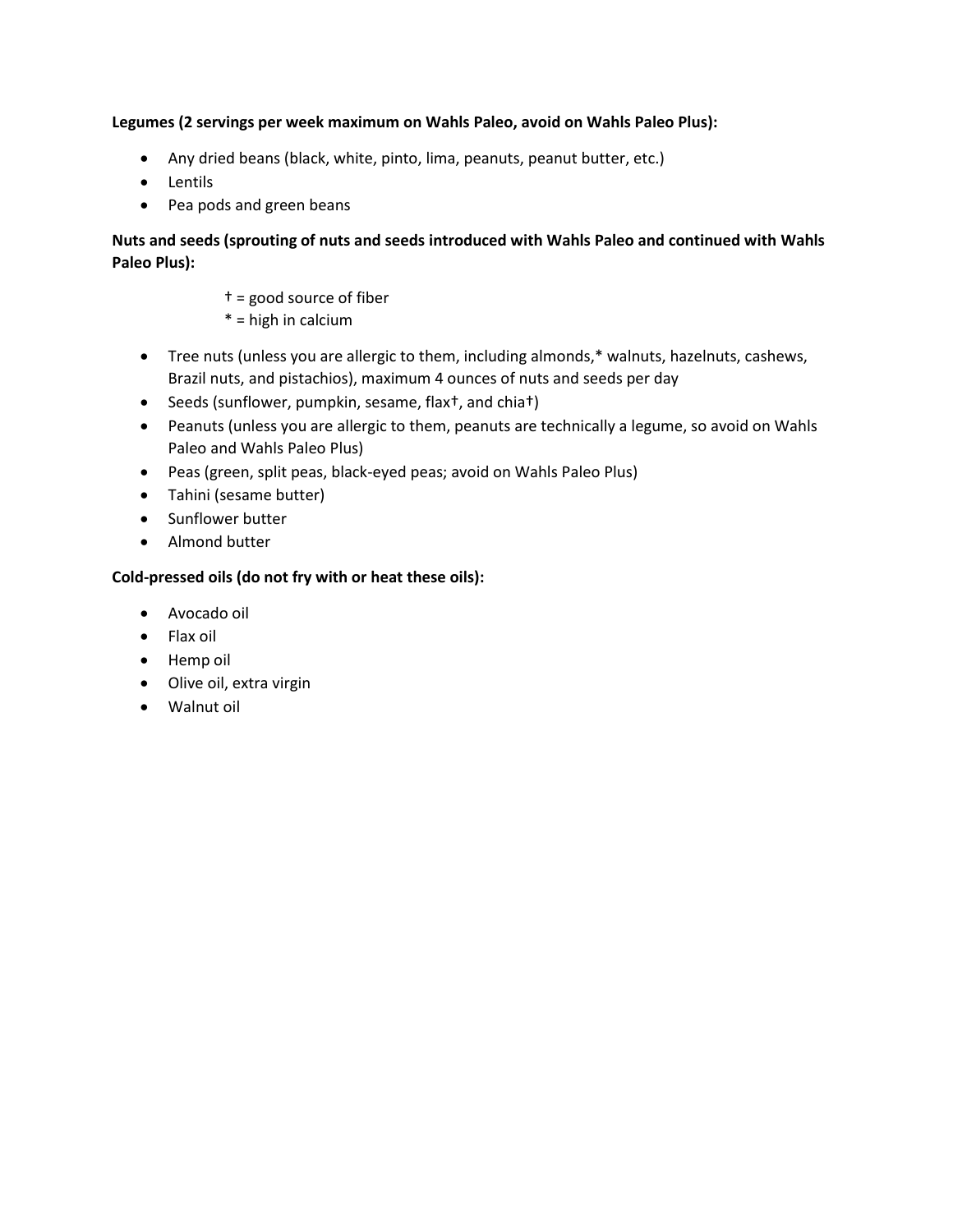**Legumes (2 servings per week maximum on Wahls Paleo, avoid on Wahls Paleo Plus):**

- Any dried beans (black, white, pinto, lima, peanuts, peanut butter, etc.)
- Lentils
- Pea pods and green beans

**Nuts and seeds (sprouting of nuts and seeds introduced with Wahls Paleo and continued with Wahls Paleo Plus):**

† = good source of fiber
* = high in calcium

- Tree nuts (unless you are allergic to them, including almonds,* walnuts, hazelnuts, cashews, Brazil nuts, and pistachios), maximum 4 ounces of nuts and seeds per day
- Seeds (sunflower, pumpkin, sesame, flax†, and chia†)
- Peanuts (unless you are allergic to them, peanuts are technically a legume, so avoid on Wahls Paleo and Wahls Paleo Plus)
- Peas (green, split peas, black-eyed peas; avoid on Wahls Paleo Plus)
- Tahini (sesame butter)
- Sunflower butter
- Almond butter

**Cold-pressed oils (do not fry with or heat these oils):**

- Avocado oil
- Flax oil
- Hemp oil
- Olive oil, extra virgin
- Walnut oil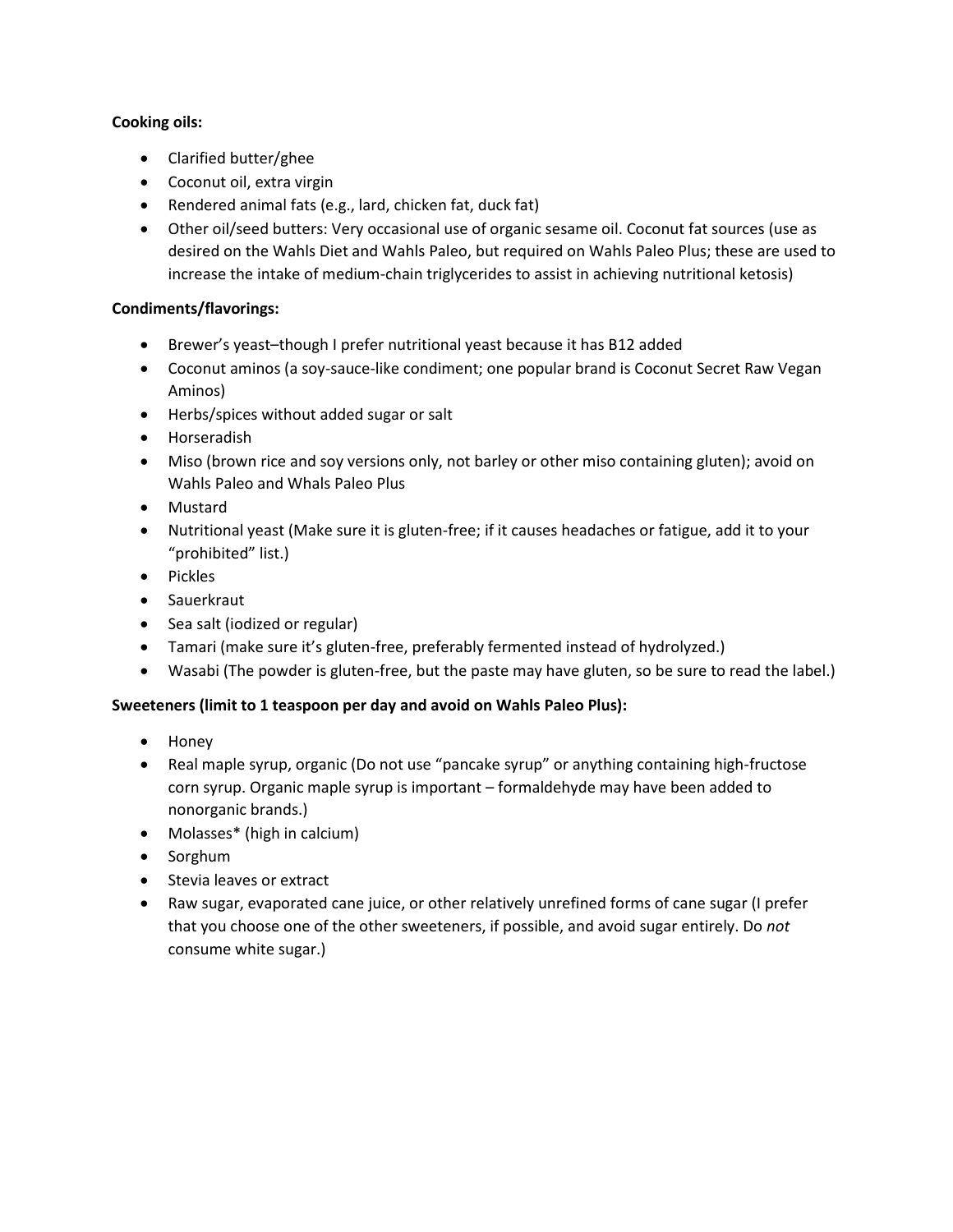**Cooking oils:**

- Clarified butter/ghee
- Coconut oil, extra virgin
- Rendered animal fats (e.g., lard, chicken fat, duck fat)
- Other oil/seed butters: Very occasional use of organic sesame oil. Coconut fat sources (use as desired on the Wahls Diet and Wahls Paleo, but required on Wahls Paleo Plus; these are used to increase the intake of medium-chain triglycerides to assist in achieving nutritional ketosis)

**Condiments/flavorings:**

- Brewer's yeast–though I prefer nutritional yeast because it has B12 added
- Coconut aminos (a soy-sauce-like condiment; one popular brand is Coconut Secret Raw Vegan Aminos)
- Herbs/spices without added sugar or salt
- Horseradish
- Miso (brown rice and soy versions only, not barley or other miso containing gluten); avoid on Wahls Paleo and Whals Paleo Plus
- Mustard
- Nutritional yeast (Make sure it is gluten-free; if it causes headaches or fatigue, add it to your "prohibited" list.)
- Pickles
- Sauerkraut
- Sea salt (iodized or regular)
- Tamari (make sure it's gluten-free, preferably fermented instead of hydrolyzed.)
- Wasabi (The powder is gluten-free, but the paste may have gluten, so be sure to read the label.)

**Sweeteners (limit to 1 teaspoon per day and avoid on Wahls Paleo Plus):**

- Honey
- Real maple syrup, organic (Do not use "pancake syrup" or anything containing high-fructose corn syrup. Organic maple syrup is important – formaldehyde may have been added to nonorganic brands.)
- Molasses* (high in calcium)
- Sorghum
- Stevia leaves or extract
- Raw sugar, evaporated cane juice, or other relatively unrefined forms of cane sugar (I prefer that you choose one of the other sweeteners, if possible, and avoid sugar entirely. Do *not* consume white sugar.)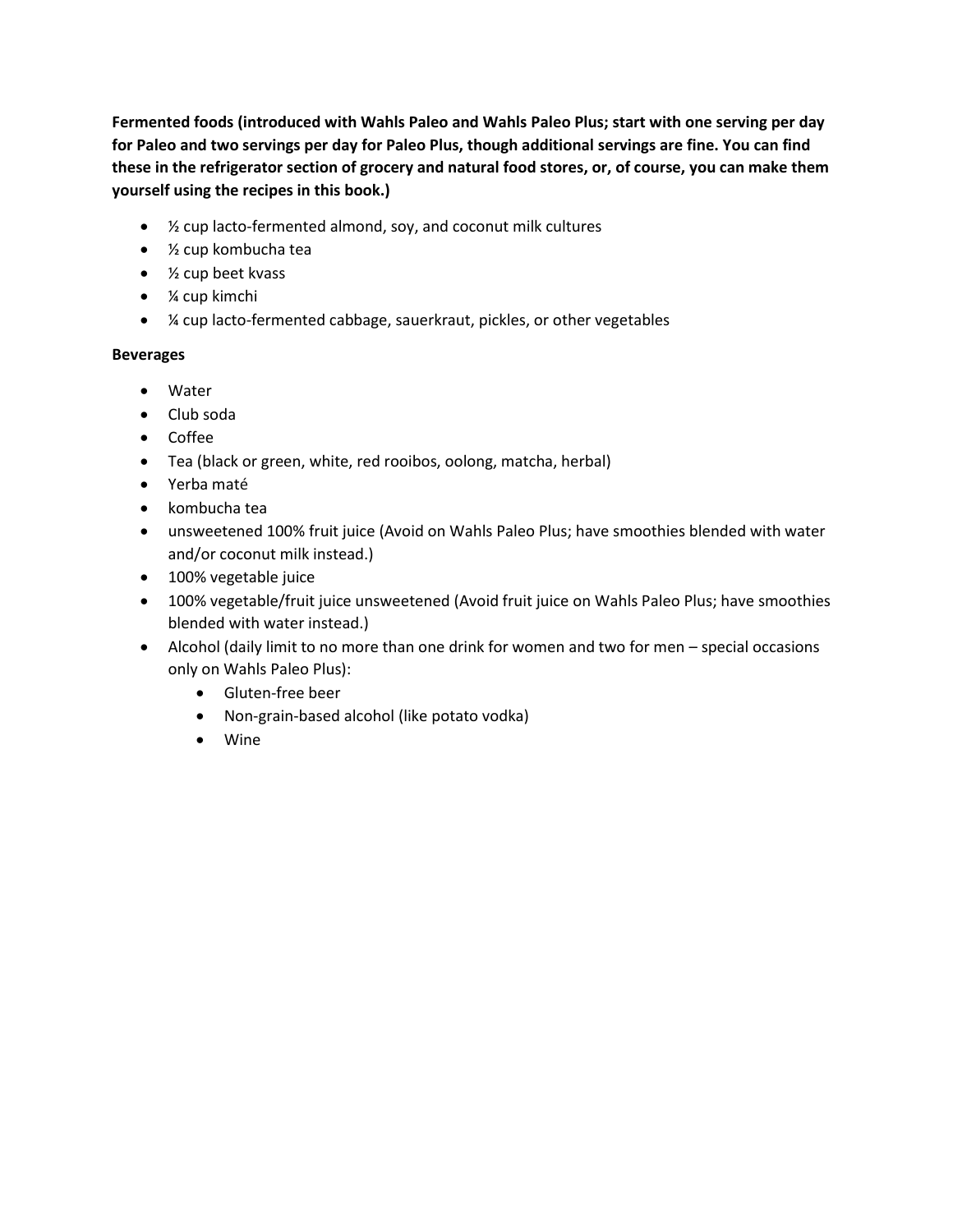**Fermented foods (introduced with Wahls Paleo and Wahls Paleo Plus; start with one serving per day for Paleo and two servings per day for Paleo Plus, though additional servings are fine. You can find these in the refrigerator section of grocery and natural food stores, or, of course, you can make them yourself using the recipes in this book.)**

- ½ cup lacto-fermented almond, soy, and coconut milk cultures
- ½ cup kombucha tea
- ½ cup beet kvass
- ¼ cup kimchi
- ¼ cup lacto-fermented cabbage, sauerkraut, pickles, or other vegetables

**Beverages**

- Water
- Club soda
- Coffee
- Tea (black or green, white, red rooibos, oolong, matcha, herbal)
- Yerba maté
- kombucha tea
- unsweetened 100% fruit juice (Avoid on Wahls Paleo Plus; have smoothies blended with water and/or coconut milk instead.)
- 100% vegetable juice
- 100% vegetable/fruit juice unsweetened (Avoid fruit juice on Wahls Paleo Plus; have smoothies blended with water instead.)
- Alcohol (daily limit to no more than one drink for women and two for men – special occasions only on Wahls Paleo Plus):
    - Gluten-free beer
    - Non-grain-based alcohol (like potato vodka)
    - Wine